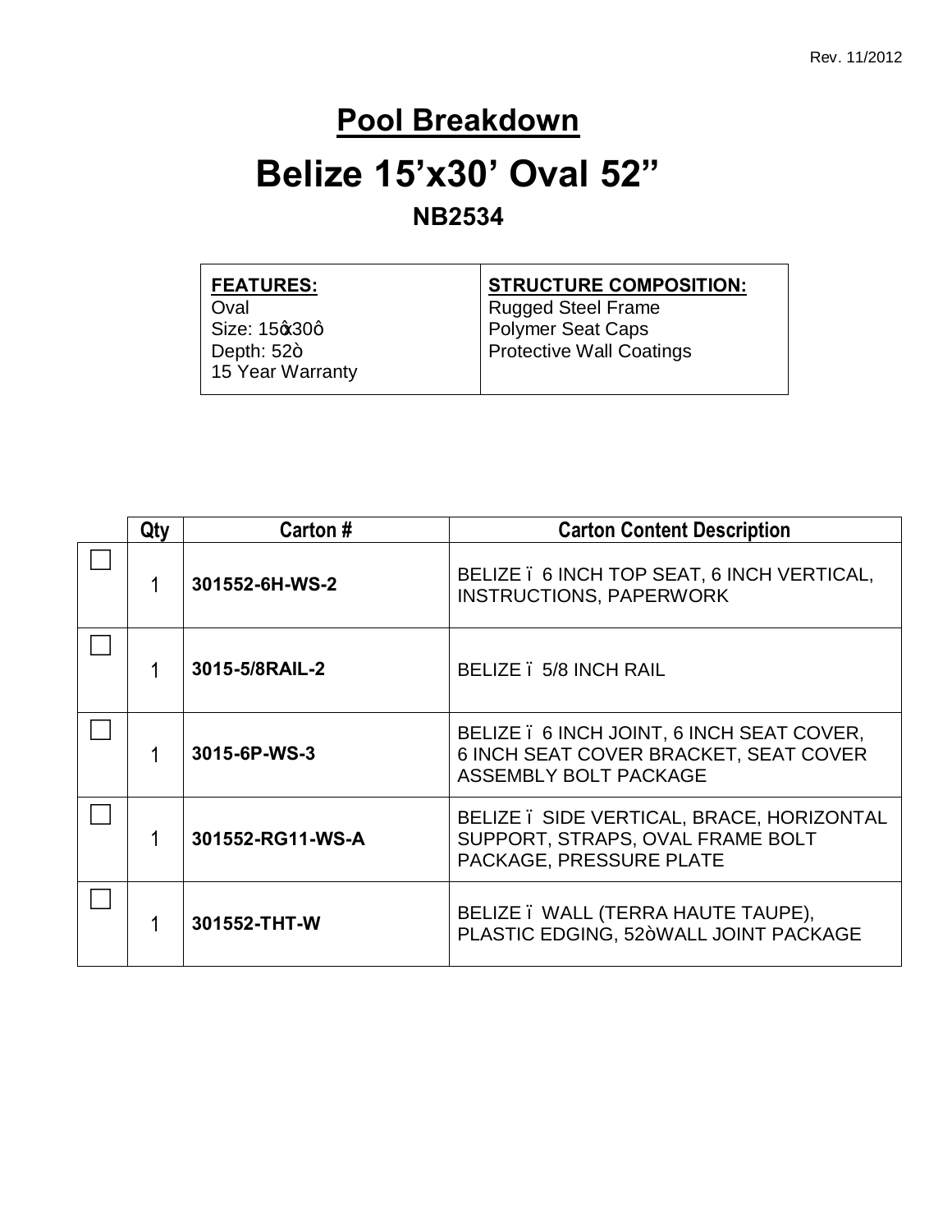Rev. 11/2012

# Pool Breakdown

# Belize 15'x30' Oval 52"

## NB2534

| FEATURES: | STRUCTURE COMPOSITION: |
|---|---|
| Oval<br>Size: 15'x30'<br>Depth: 52"<br>15 Year Warranty | Rugged Steel Frame<br>Polymer Seat Caps<br>Protective Wall Coatings |

| | Qty | Carton # | Carton Content Description |
|---|---|---|---|
| ☐ | 1 | **301552-6H-WS-2** | BELIZE – 6 INCH TOP SEAT, 6 INCH VERTICAL, INSTRUCTIONS, PAPERWORK |
| ☐ | 1 | **3015-5/8RAIL-2** | BELIZE – 5/8 INCH RAIL |
| ☐ | 1 | **3015-6P-WS-3** | BELIZE – 6 INCH JOINT, 6 INCH SEAT COVER, 6 INCH SEAT COVER BRACKET, SEAT COVER ASSEMBLY BOLT PACKAGE |
| ☐ | 1 | **301552-RG11-WS-A** | BELIZE – SIDE VERTICAL, BRACE, HORIZONTAL SUPPORT, STRAPS, OVAL FRAME BOLT PACKAGE, PRESSURE PLATE |
| ☐ | 1 | **301552-THT-W** | BELIZE – WALL (TERRA HAUTE TAUPE), PLASTIC EDGING, 52" WALL JOINT PACKAGE |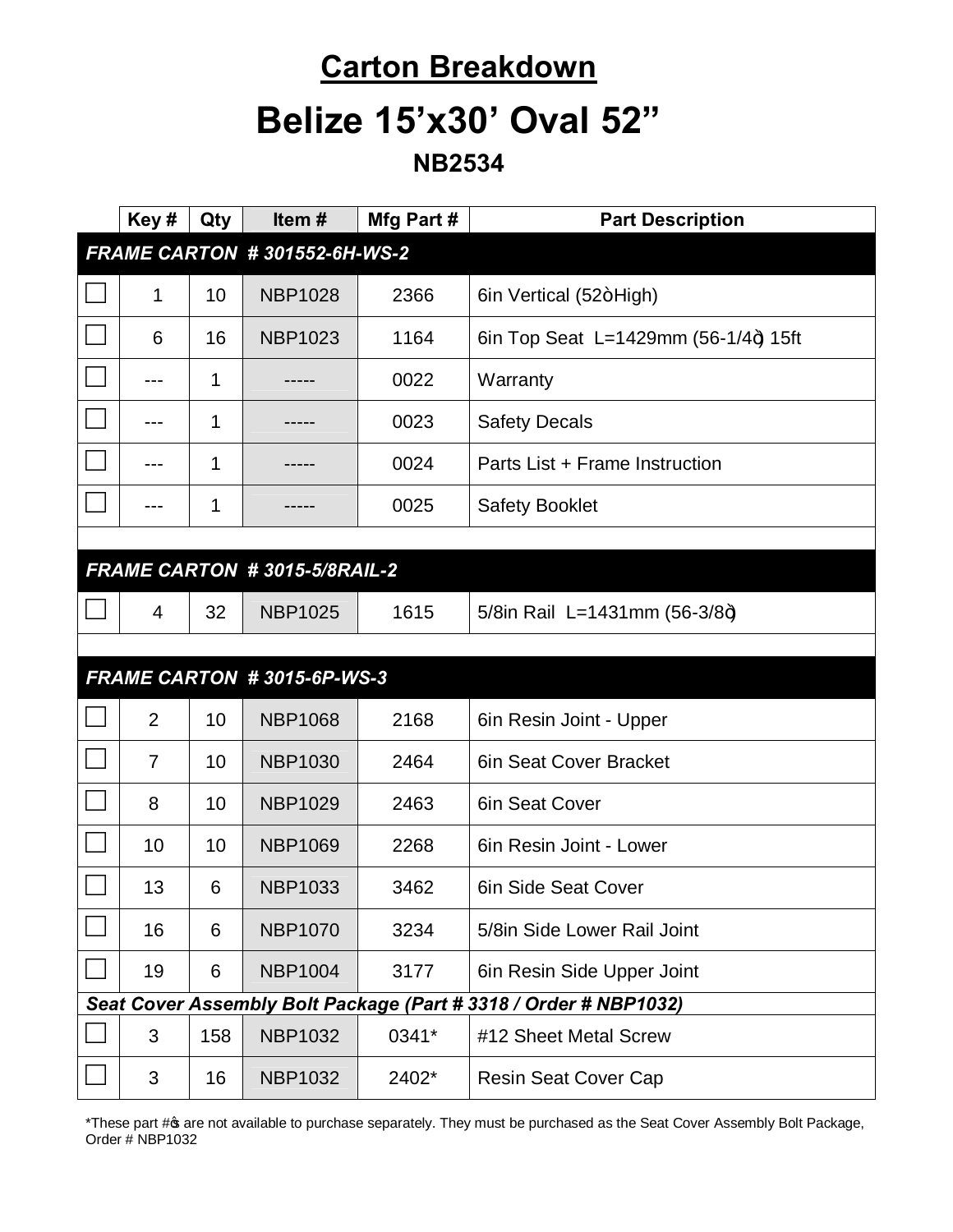# Carton Breakdown

# Belize 15'x30' Oval 52"

## NB2534

| | Key # | Qty | Item # | Mfg Part # | Part Description |
|---|---|---|---|---|---|
| ***FRAME CARTON # 301552-6H-WS-2*** | | | | | |
| ☐ | 1 | 10 | NBP1028 | 2366 | 6in Vertical (52ö High) |
| ☐ | 6 | 16 | NBP1023 | 1164 | 6in Top Seat L=1429mm (56-1/4ö) 15ft |
| ☐ | --- | 1 | ----- | 0022 | Warranty |
| ☐ | --- | 1 | ----- | 0023 | Safety Decals |
| ☐ | --- | 1 | ----- | 0024 | Parts List + Frame Instruction |
| ☐ | --- | 1 | ----- | 0025 | Safety Booklet |
| | | | | | |
| ***FRAME CARTON # 3015-5/8RAIL-2*** | | | | | |
| ☐ | 4 | 32 | NBP1025 | 1615 | 5/8in Rail L=1431mm (56-3/8ö) |
| | | | | | |
| ***FRAME CARTON # 3015-6P-WS-3*** | | | | | |
| ☐ | 2 | 10 | NBP1068 | 2168 | 6in Resin Joint - Upper |
| ☐ | 7 | 10 | NBP1030 | 2464 | 6in Seat Cover Bracket |
| ☐ | 8 | 10 | NBP1029 | 2463 | 6in Seat Cover |
| ☐ | 10 | 10 | NBP1069 | 2268 | 6in Resin Joint - Lower |
| ☐ | 13 | 6 | NBP1033 | 3462 | 6in Side Seat Cover |
| ☐ | 16 | 6 | NBP1070 | 3234 | 5/8in Side Lower Rail Joint |
| ☐ | 19 | 6 | NBP1004 | 3177 | 6in Resin Side Upper Joint |
| ***Seat Cover Assembly Bolt Package (Part # 3318 / Order # NBP1032)*** | | | | | |
| ☐ | 3 | 158 | NBP1032 | 0341* | #12 Sheet Metal Screw |
| ☐ | 3 | 16 | NBP1032 | 2402* | Resin Seat Cover Cap |

*These part #'s are not available to purchase separately. They must be purchased as the Seat Cover Assembly Bolt Package, Order # NBP1032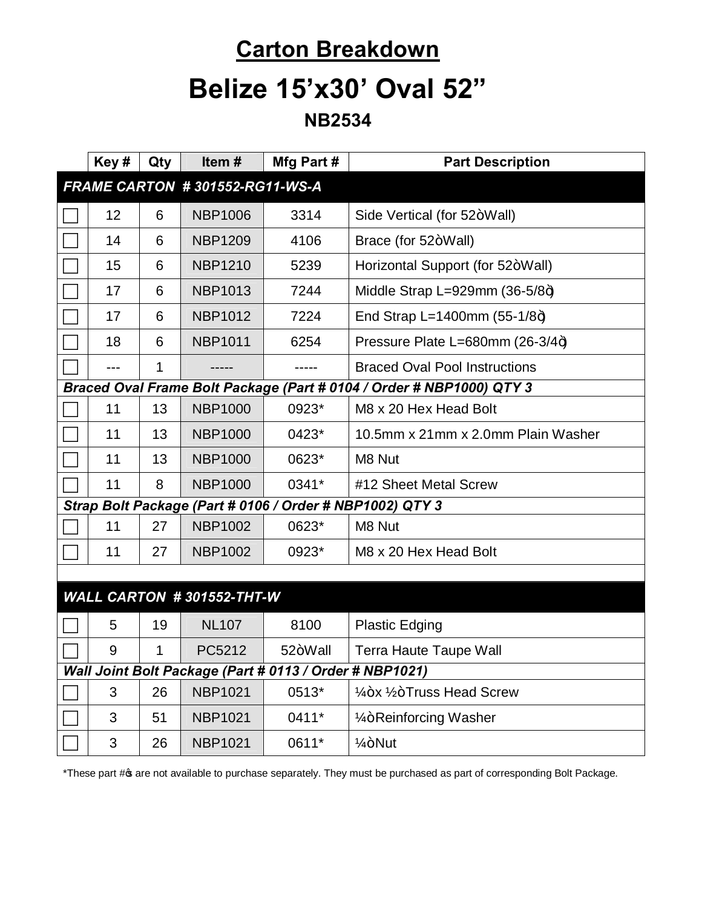# Carton Breakdown

# Belize 15'x30' Oval 52"

## NB2534

| | Key # | Qty | Item # | Mfg Part # | Part Description |
|---|---|---|---|---|---|
| ***FRAME CARTON # 301552-RG11-WS-A*** | | | | | |
| ☐ | 12 | 6 | NBP1006 | 3314 | Side Vertical (for 52òWall) |
| ☐ | 14 | 6 | NBP1209 | 4106 | Brace (for 52òWall) |
| ☐ | 15 | 6 | NBP1210 | 5239 | Horizontal Support (for 52òWall) |
| ☐ | 17 | 6 | NBP1013 | 7244 | Middle Strap L=929mm (36-5/8ò) |
| ☐ | 17 | 6 | NBP1012 | 7224 | End Strap L=1400mm (55-1/8ò) |
| ☐ | 18 | 6 | NBP1011 | 6254 | Pressure Plate L=680mm (26-3/4ò) |
| ☐ | --- | 1 | ----- | ----- | Braced Oval Pool Instructions |
| ***Braced Oval Frame Bolt Package (Part # 0104 / Order # NBP1000) QTY 3*** | | | | | |
| ☐ | 11 | 13 | NBP1000 | 0923* | M8 x 20 Hex Head Bolt |
| ☐ | 11 | 13 | NBP1000 | 0423* | 10.5mm x 21mm x 2.0mm Plain Washer |
| ☐ | 11 | 13 | NBP1000 | 0623* | M8 Nut |
| ☐ | 11 | 8 | NBP1000 | 0341* | #12 Sheet Metal Screw |
| ***Strap Bolt Package (Part # 0106 / Order # NBP1002) QTY 3*** | | | | | |
| ☐ | 11 | 27 | NBP1002 | 0623* | M8 Nut |
| ☐ | 11 | 27 | NBP1002 | 0923* | M8 x 20 Hex Head Bolt |
| | | | | | |
| ***WALL CARTON # 301552-THT-W*** | | | | | |
| ☐ | 5 | 19 | NL107 | 8100 | Plastic Edging |
| ☐ | 9 | 1 | PC5212 | 52òWall | Terra Haute Taupe Wall |
| ***Wall Joint Bolt Package (Part # 0113 / Order # NBP1021)*** | | | | | |
| ☐ | 3 | 26 | NBP1021 | 0513* | ¼òx ½òTruss Head Screw |
| ☐ | 3 | 51 | NBP1021 | 0411* | ¼òReinforcing Washer |
| ☐ | 3 | 26 | NBP1021 | 0611* | ¼òNut |

*These part #ộs are not available to purchase separately. They must be purchased as part of corresponding Bolt Package.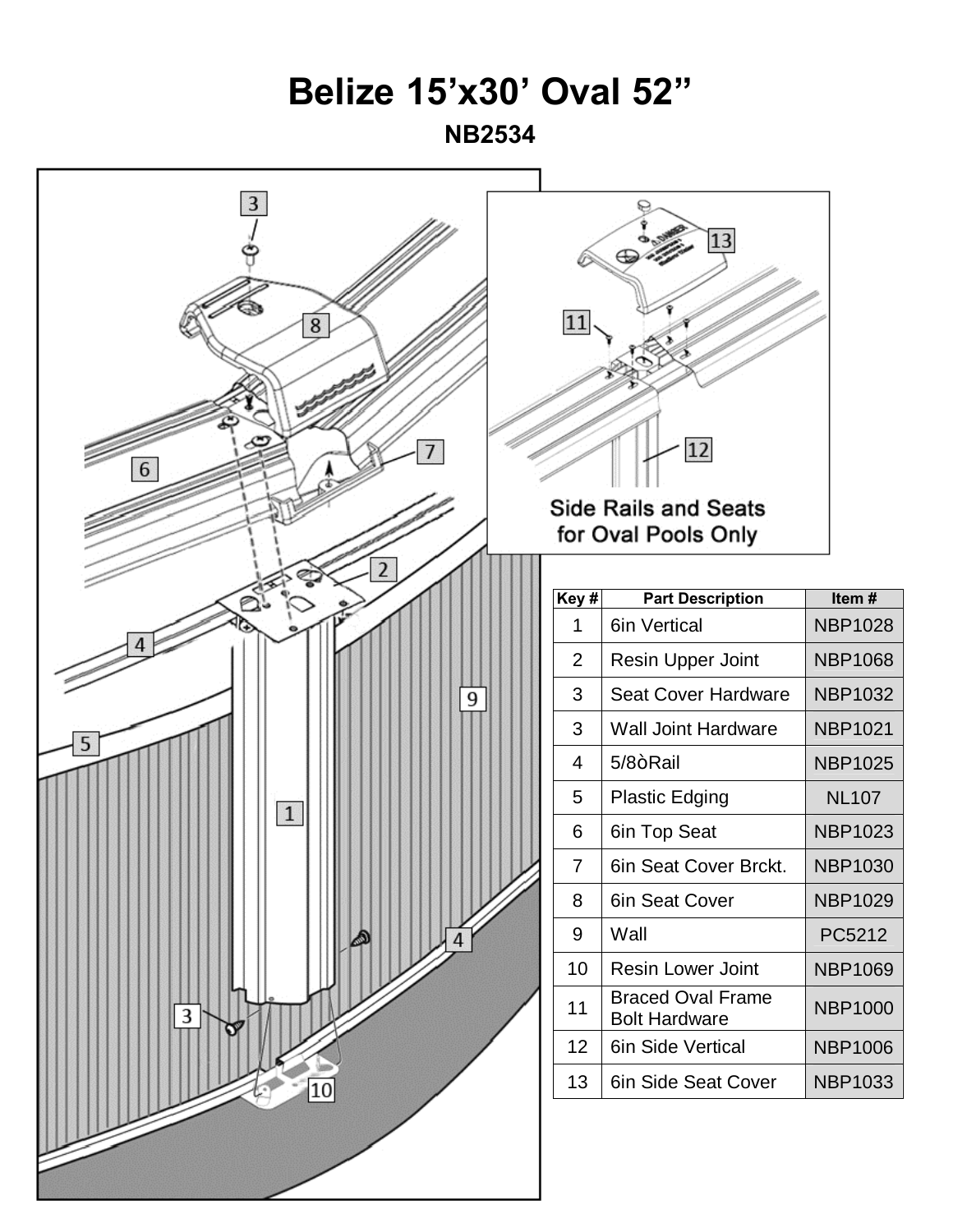# Belize 15’x30’ Oval 52”

## NB2534

Side Rails and Seats for Oval Pools Only

| Key # | Part Description | Item # |
|---|---|---|
| 1 | 6in Vertical | NBP1028 |
| 2 | Resin Upper Joint | NBP1068 |
| 3 | Seat Cover Hardware | NBP1032 |
| 3 | Wall Joint Hardware | NBP1021 |
| 4 | 5/8òRail | NBP1025 |
| 5 | Plastic Edging | NL107 |
| 6 | 6in Top Seat | NBP1023 |
| 7 | 6in Seat Cover Brckt. | NBP1030 |
| 8 | 6in Seat Cover | NBP1029 |
| 9 | Wall | PC5212 |
| 10 | Resin Lower Joint | NBP1069 |
| 11 | Braced Oval Frame Bolt Hardware | NBP1000 |
| 12 | 6in Side Vertical | NBP1006 |
| 13 | 6in Side Seat Cover | NBP1033 |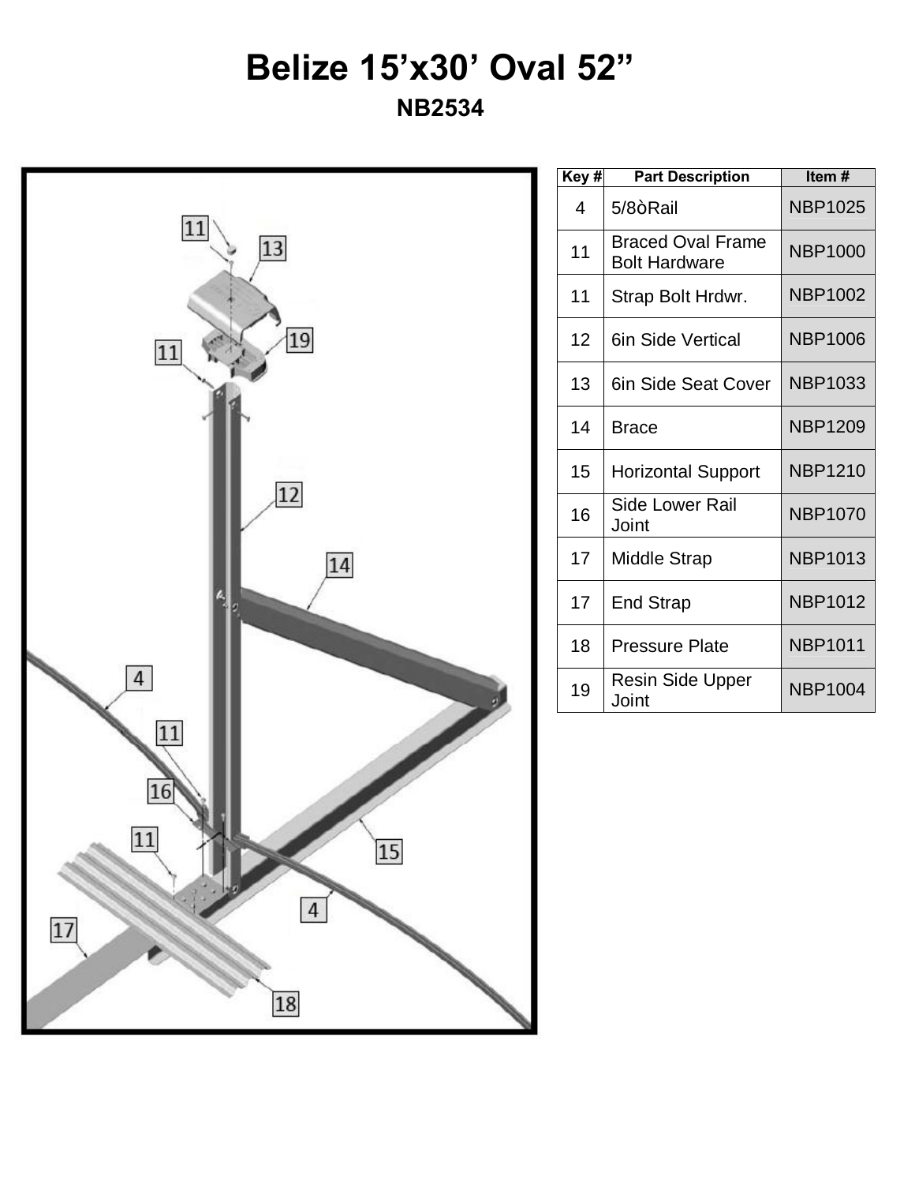# Belize 15'x30' Oval 52"

## NB2534

11
13
11
19
12
14
4
11
16
11
15
4
17
18

| Key # | Part Description | Item # |
|---|---|---|
| 4 | 5/8òRail | NBP1025 |
| 11 | Braced Oval Frame Bolt Hardware | NBP1000 |
| 11 | Strap Bolt Hrdwr. | NBP1002 |
| 12 | 6in Side Vertical | NBP1006 |
| 13 | 6in Side Seat Cover | NBP1033 |
| 14 | Brace | NBP1209 |
| 15 | Horizontal Support | NBP1210 |
| 16 | Side Lower Rail Joint | NBP1070 |
| 17 | Middle Strap | NBP1013 |
| 17 | End Strap | NBP1012 |
| 18 | Pressure Plate | NBP1011 |
| 19 | Resin Side Upper Joint | NBP1004 |